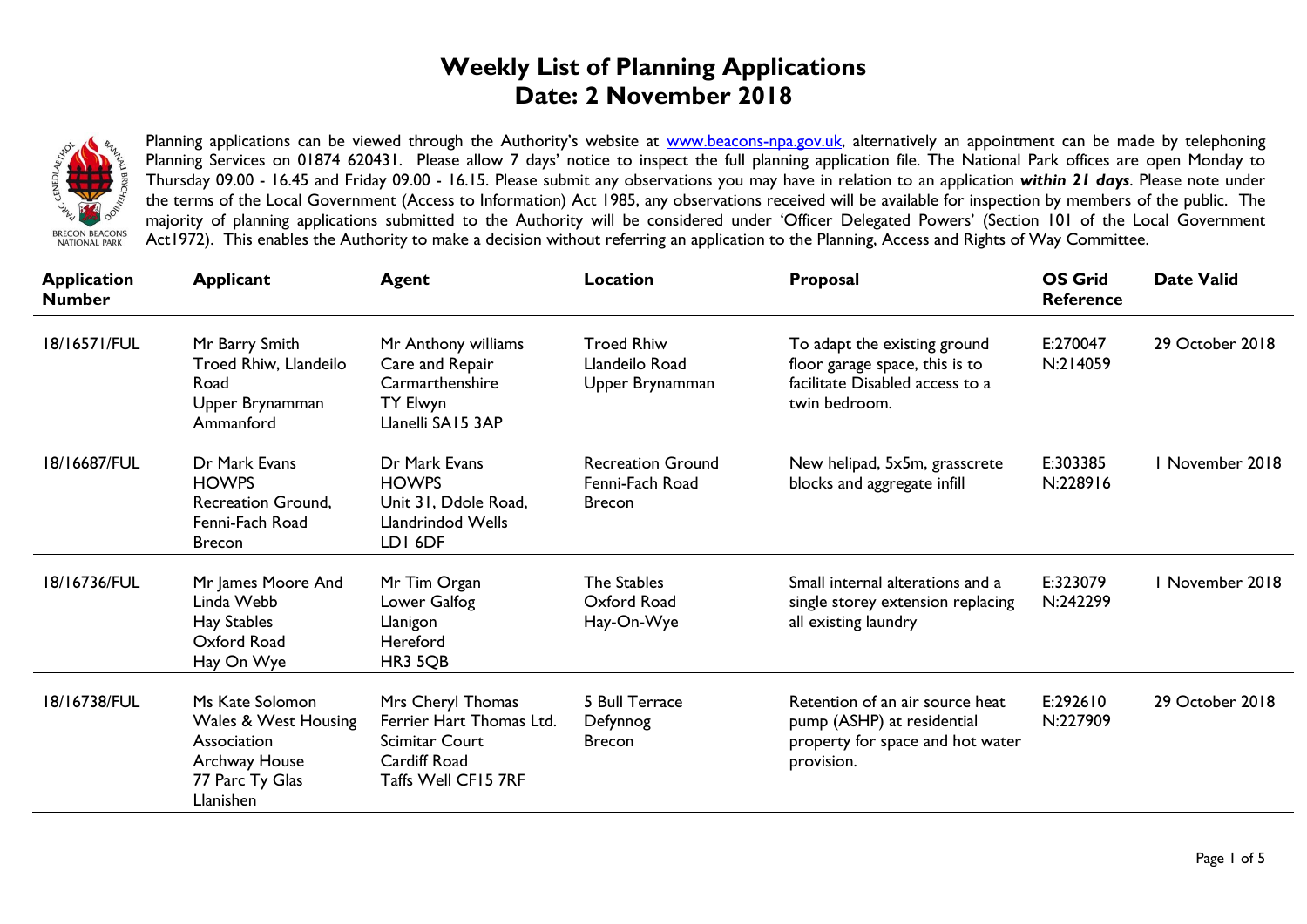# Weekly List of Planning Applications
# Date: 2 November 2018

Planning applications can be viewed through the Authority's website at www.beacons-npa.gov.uk, alternatively an appointment can be made by telephoning Planning Services on 01874 620431. Please allow 7 days' notice to inspect the full planning application file. The National Park offices are open Monday to Thursday 09.00 - 16.45 and Friday 09.00 - 16.15. Please submit any observations you may have in relation to an application ***within 21 days***. Please note under the terms of the Local Government (Access to Information) Act 1985, any observations received will be available for inspection by members of the public. The majority of planning applications submitted to the Authority will be considered under 'Officer Delegated Powers' (Section 101 of the Local Government Act1972). This enables the Authority to make a decision without referring an application to the Planning, Access and Rights of Way Committee.

| Application Number | Applicant | Agent | Location | Proposal | OS Grid Reference | Date Valid |
|---|---|---|---|---|---|---|
| 18/16571/FUL | Mr Barry Smith<br>Troed Rhiw, Llandeilo Road<br>Upper Brynamman<br>Ammanford | Mr Anthony williams<br>Care and Repair Carmarthenshire<br>TY Elwyn<br>Llanelli SA15 3AP | Troed Rhiw<br>Llandeilo Road<br>Upper Brynamman | To adapt the existing ground floor garage space, this is to facilitate Disabled access to a twin bedroom. | E:270047<br>N:214059 | 29 October 2018 |
| 18/16687/FUL | Dr Mark Evans<br>HOWPS<br>Recreation Ground, Fenni-Fach Road<br>Brecon | Dr Mark Evans<br>HOWPS<br>Unit 31, Ddole Road, Llandrindod Wells<br>LD1 6DF | Recreation Ground<br>Fenni-Fach Road<br>Brecon | New helipad, 5x5m, grasscrete blocks and aggregate infill | E:303385<br>N:228916 | 1 November 2018 |
| 18/16736/FUL | Mr James Moore And Linda Webb<br>Hay Stables<br>Oxford Road<br>Hay On Wye | Mr Tim Organ<br>Lower Galfog<br>Llanigon<br>Hereford<br>HR3 5QB | The Stables<br>Oxford Road<br>Hay-On-Wye | Small internal alterations and a single storey extension replacing all existing laundry | E:323079<br>N:242299 | 1 November 2018 |
| 18/16738/FUL | Ms Kate Solomon<br>Wales & West Housing Association<br>Archway House<br>77 Parc Ty Glas<br>Llanishen | Mrs Cheryl Thomas<br>Ferrier Hart Thomas Ltd.<br>Scimitar Court<br>Cardiff Road<br>Taffs Well CF15 7RF | 5 Bull Terrace<br>Defynnog<br>Brecon | Retention of an air source heat pump (ASHP) at residential property for space and hot water provision. | E:292610<br>N:227909 | 29 October 2018 |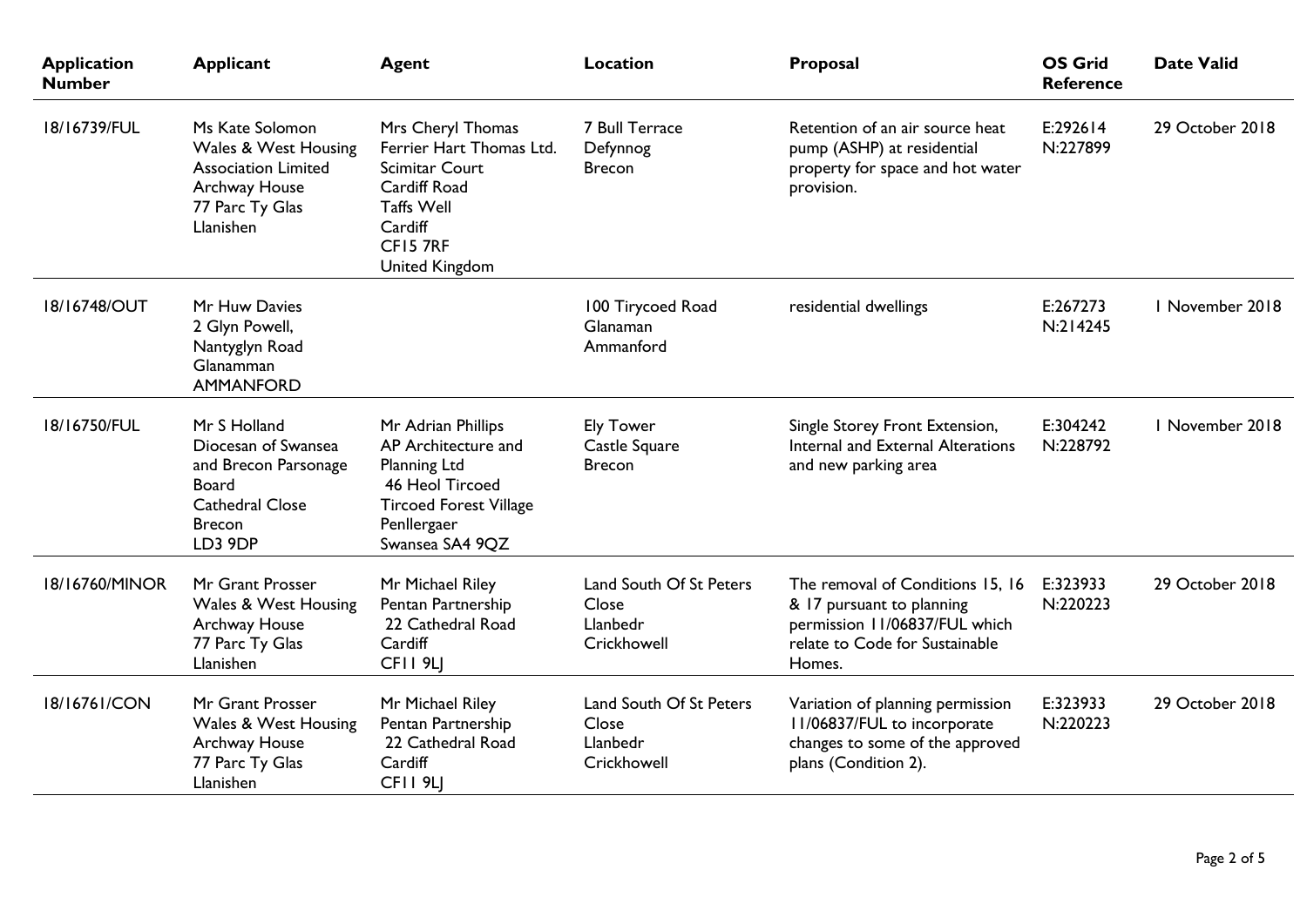| Application Number | Applicant | Agent | Location | Proposal | OS Grid Reference | Date Valid |
|---|---|---|---|---|---|---|
| 18/16739/FUL | Ms Kate Solomon<br>Wales & West Housing Association Limited<br>Archway House<br>77 Parc Ty Glas<br>Llanishen | Mrs Cheryl Thomas<br>Ferrier Hart Thomas Ltd.<br>Scimitar Court<br>Cardiff Road<br>Taffs Well<br>Cardiff<br>CF15 7RF<br>United Kingdom | 7 Bull Terrace<br>Defynnog<br>Brecon | Retention of an air source heat pump (ASHP) at residential property for space and hot water provision. | E:292614<br>N:227899 | 29 October 2018 |
| 18/16748/OUT | Mr Huw Davies<br>2 Glyn Powell,<br>Nantyglyn Road<br>Glanamman<br>AMMANFORD | | 100 Tirycoed Road<br>Glanaman<br>Ammanford | residential dwellings | E:267273<br>N:214245 | 1 November 2018 |
| 18/16750/FUL | Mr S Holland<br>Diocesan of Swansea and Brecon Parsonage Board<br>Cathedral Close<br>Brecon<br>LD3 9DP | Mr Adrian Phillips<br>AP Architecture and Planning Ltd<br>46 Heol Tircoed<br>Tircoed Forest Village<br>Penllergaer<br>Swansea SA4 9QZ | Ely Tower<br>Castle Square<br>Brecon | Single Storey Front Extension, Internal and External Alterations and new parking area | E:304242<br>N:228792 | 1 November 2018 |
| 18/16760/MINOR | Mr Grant Prosser<br>Wales & West Housing<br>Archway House<br>77 Parc Ty Glas<br>Llanishen | Mr Michael Riley<br>Pentan Partnership<br>22 Cathedral Road<br>Cardiff<br>CF11 9LJ | Land South Of St Peters Close<br>Llanbedr<br>Crickhowell | The removal of Conditions 15, 16 & 17 pursuant to planning permission 11/06837/FUL which relate to Code for Sustainable Homes. | E:323933<br>N:220223 | 29 October 2018 |
| 18/16761/CON | Mr Grant Prosser<br>Wales & West Housing<br>Archway House<br>77 Parc Ty Glas<br>Llanishen | Mr Michael Riley<br>Pentan Partnership<br>22 Cathedral Road<br>Cardiff<br>CF11 9LJ | Land South Of St Peters Close<br>Llanbedr<br>Crickhowell | Variation of planning permission 11/06837/FUL to incorporate changes to some of the approved plans (Condition 2). | E:323933<br>N:220223 | 29 October 2018 |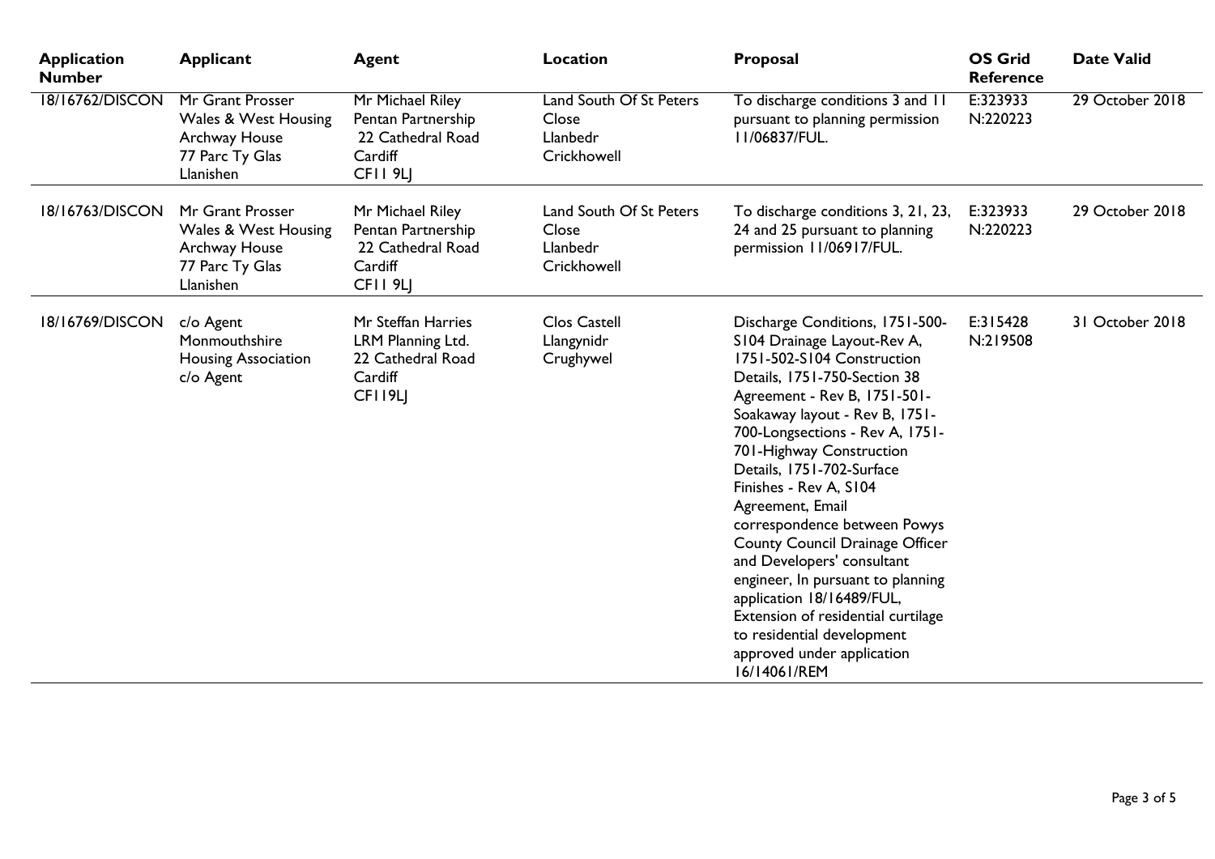| Application Number | Applicant | Agent | Location | Proposal | OS Grid Reference | Date Valid |
|---|---|---|---|---|---|---|
| 18/16762/DISCON | Mr Grant Prosser<br>Wales & West Housing<br>Archway House<br>77 Parc Ty Glas<br>Llanishen | Mr Michael Riley<br>Pentan Partnership<br>22 Cathedral Road<br>Cardiff<br>CF11 9LJ | Land South Of St Peters Close<br>Llanbedr<br>Crickhowell | To discharge conditions 3 and 11 pursuant to planning permission 11/06837/FUL. | E:323933<br>N:220223 | 29 October 2018 |
| 18/16763/DISCON | Mr Grant Prosser<br>Wales & West Housing<br>Archway House<br>77 Parc Ty Glas<br>Llanishen | Mr Michael Riley<br>Pentan Partnership<br>22 Cathedral Road<br>Cardiff<br>CF11 9LJ | Land South Of St Peters Close<br>Llanbedr<br>Crickhowell | To discharge conditions 3, 21, 23, 24 and 25 pursuant to planning permission 11/06917/FUL. | E:323933<br>N:220223 | 29 October 2018 |
| 18/16769/DISCON | c/o Agent<br>Monmouthshire Housing Association<br>c/o Agent | Mr Steffan Harries<br>LRM Planning Ltd.<br>22 Cathedral Road<br>Cardiff<br>CF119LJ | Clos Castell<br>Llangynidr<br>Crughywel | Discharge Conditions, 1751-500-S104 Drainage Layout-Rev A, 1751-502-S104 Construction Details, 1751-750-Section 38 Agreement - Rev B, 1751-501-Soakaway layout - Rev B, 1751-700-Longsections - Rev A, 1751-701-Highway Construction Details, 1751-702-Surface Finishes - Rev A, S104 Agreement, Email correspondence between Powys County Council Drainage Officer and Developers' consultant engineer, In pursuant to planning application 18/16489/FUL, Extension of residential curtilage to residential development approved under application 16/14061/REM | E:315428<br>N:219508 | 31 October 2018 |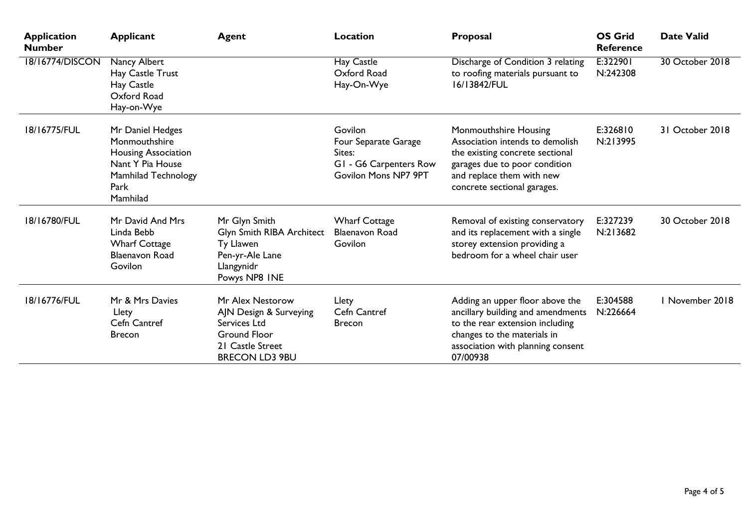| Application Number | Applicant | Agent | Location | Proposal | OS Grid Reference | Date Valid |
|---|---|---|---|---|---|---|
| 18/16774/DISCON | Nancy Albert<br>Hay Castle Trust<br>Hay Castle<br>Oxford Road<br>Hay-on-Wye | | Hay Castle<br>Oxford Road<br>Hay-On-Wye | Discharge of Condition 3 relating to roofing materials pursuant to 16/13842/FUL | E:322901<br>N:242308 | 30 October 2018 |
| 18/16775/FUL | Mr Daniel Hedges<br>Monmouthshire Housing Association<br>Nant Y Pia House<br>Mamhilad Technology Park<br>Mamhilad | | Govilon<br>Four Separate Garage Sites:<br>G1 - G6 Carpenters Row<br>Govilon Mons NP7 9PT | Monmouthshire Housing Association intends to demolish the existing concrete sectional garages due to poor condition and replace them with new concrete sectional garages. | E:326810<br>N:213995 | 31 October 2018 |
| 18/16780/FUL | Mr David And Mrs Linda Bebb<br>Wharf Cottage<br>Blaenavon Road<br>Govilon | Mr Glyn Smith<br>Glyn Smith RIBA Architect<br>Ty Llawen<br>Pen-yr-Ale Lane<br>Llangynidr<br>Powys NP8 1NE | Wharf Cottage<br>Blaenavon Road<br>Govilon | Removal of existing conservatory and its replacement with a single storey extension providing a bedroom for a wheel chair user | E:327239<br>N:213682 | 30 October 2018 |
| 18/16776/FUL | Mr & Mrs Davies<br>Llety<br>Cefn Cantref<br>Brecon | Mr Alex Nestorow<br>AJN Design & Surveying Services Ltd<br>Ground Floor<br>21 Castle Street<br>BRECON LD3 9BU | Llety<br>Cefn Cantref<br>Brecon | Adding an upper floor above the ancillary building and amendments to the rear extension including changes to the materials in association with planning consent 07/00938 | E:304588<br>N:226664 | 1 November 2018 |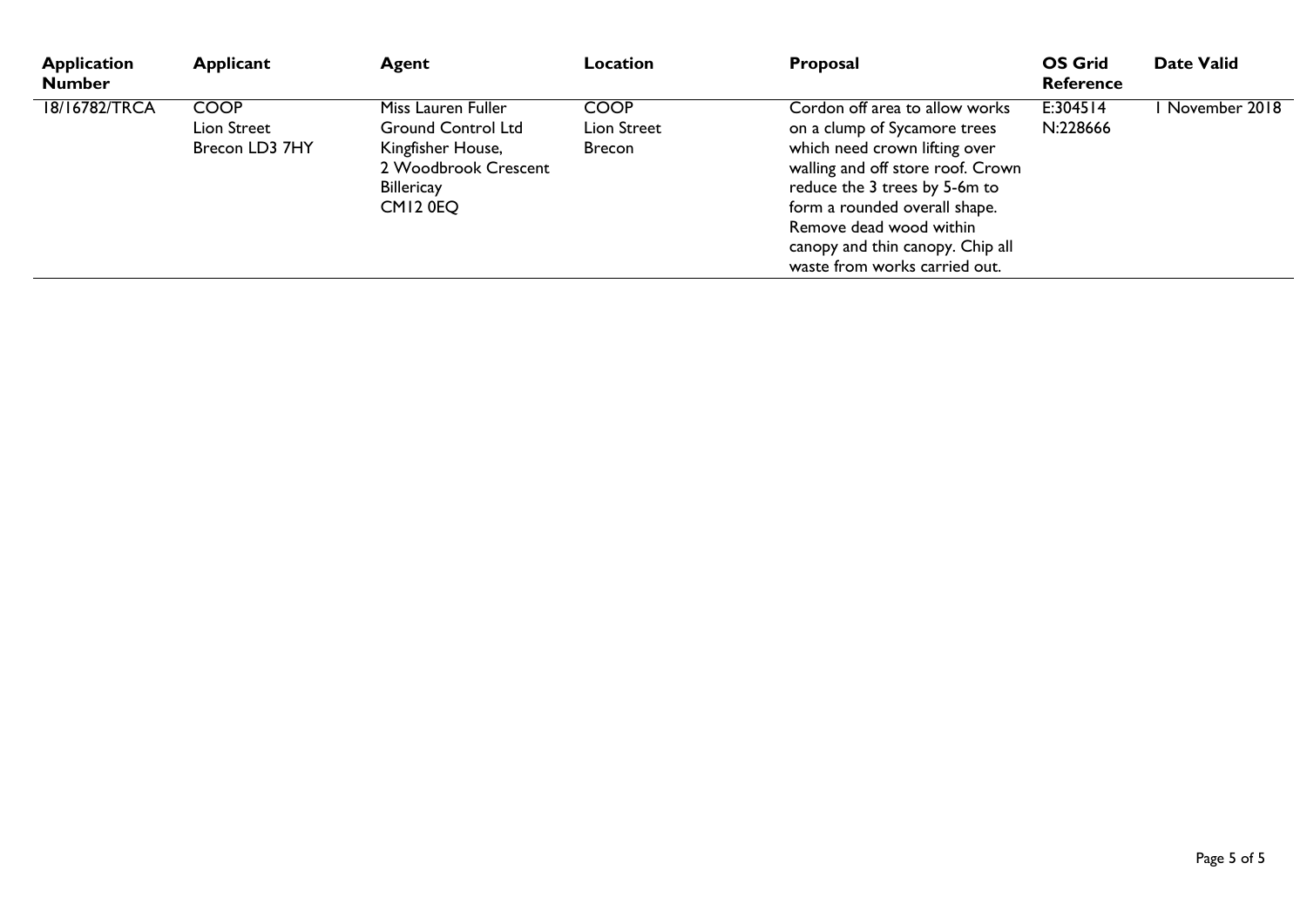| Application Number | Applicant | Agent | Location | Proposal | OS Grid Reference | Date Valid |
| --- | --- | --- | --- | --- | --- | --- |
| 18/16782/TRCA | COOP<br>Lion Street<br>Brecon LD3 7HY | Miss Lauren Fuller<br>Ground Control Ltd<br>Kingfisher House,<br>2 Woodbrook Crescent<br>Billericay<br>CM12 0EQ | COOP<br>Lion Street<br>Brecon | Cordon off area to allow works on a clump of Sycamore trees which need crown lifting over walling and off store roof. Crown reduce the 3 trees by 5-6m to form a rounded overall shape. Remove dead wood within canopy and thin canopy. Chip all waste from works carried out. | E:304514<br>N:228666 | 1 November 2018 |